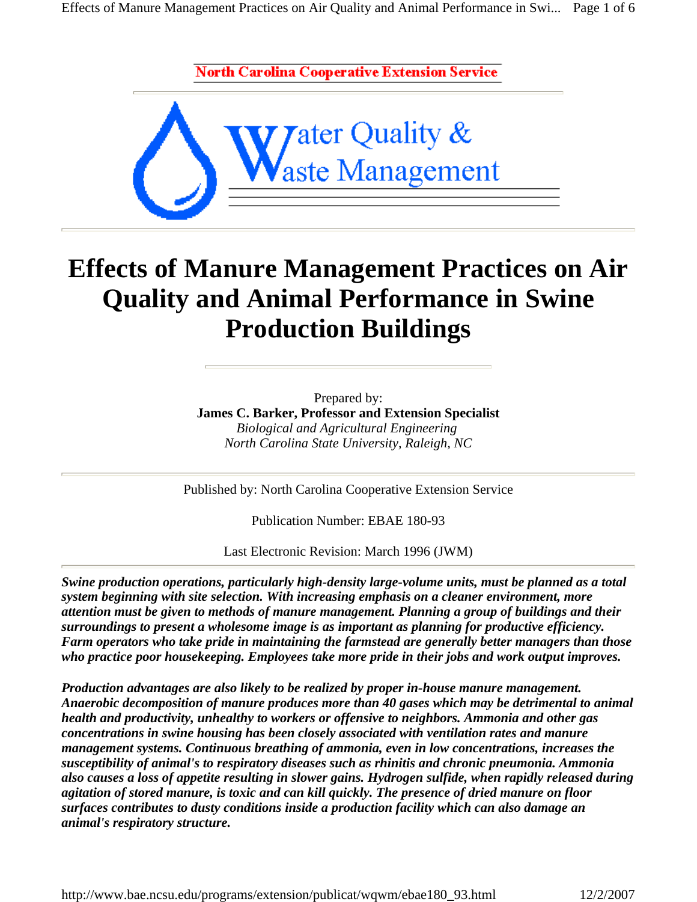North Carolina Cooperative Extension Service

Water Quality & Waste Management

# Effects of Manure Management Practices on Air Quality and Animal Performance in Swine Production Buildings

Prepared by:
**James C. Barker, Professor and Extension Specialist**
*Biological and Agricultural Engineering*
*North Carolina State University, Raleigh, NC*

Published by: North Carolina Cooperative Extension Service

Publication Number: EBAE 180-93

Last Electronic Revision: March 1996 (JWM)

***Swine production operations, particularly high-density large-volume units, must be planned as a total system beginning with site selection. With increasing emphasis on a cleaner environment, more attention must be given to methods of manure management. Planning a group of buildings and their surroundings to present a wholesome image is as important as planning for productive efficiency. Farm operators who take pride in maintaining the farmstead are generally better managers than those who practice poor housekeeping. Employees take more pride in their jobs and work output improves.***

***Production advantages are also likely to be realized by proper in-house manure management. Anaerobic decomposition of manure produces more than 40 gases which may be detrimental to animal health and productivity, unhealthy to workers or offensive to neighbors. Ammonia and other gas concentrations in swine housing has been closely associated with ventilation rates and manure management systems. Continuous breathing of ammonia, even in low concentrations, increases the susceptibility of animal's to respiratory diseases such as rhinitis and chronic pneumonia. Ammonia also causes a loss of appetite resulting in slower gains. Hydrogen sulfide, when rapidly released during agitation of stored manure, is toxic and can kill quickly. The presence of dried manure on floor surfaces contributes to dusty conditions inside a production facility which can also damage an animal's respiratory structure.***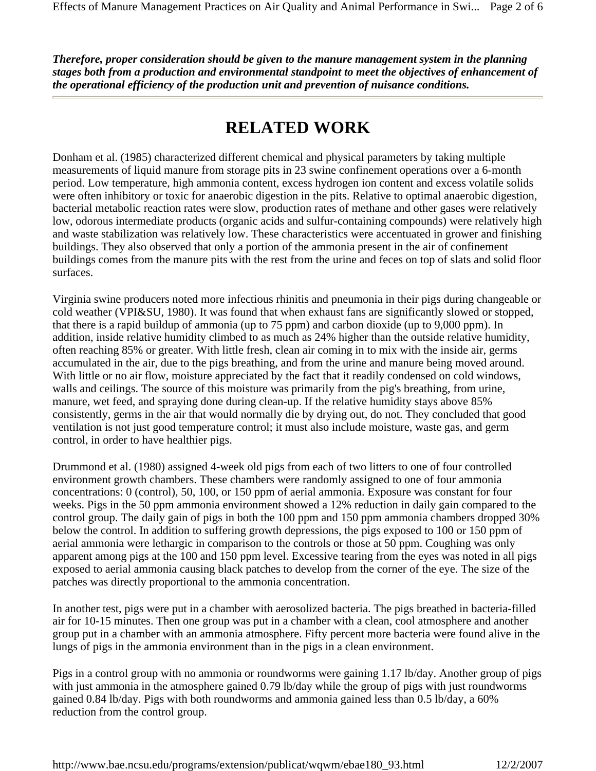***Therefore, proper consideration should be given to the manure management system in the planning stages both from a production and environmental standpoint to meet the objectives of enhancement of the operational efficiency of the production unit and prevention of nuisance conditions.***

---

# RELATED WORK

Donham et al. (1985) characterized different chemical and physical parameters by taking multiple measurements of liquid manure from storage pits in 23 swine confinement operations over a 6-month period. Low temperature, high ammonia content, excess hydrogen ion content and excess volatile solids were often inhibitory or toxic for anaerobic digestion in the pits. Relative to optimal anaerobic digestion, bacterial metabolic reaction rates were slow, production rates of methane and other gases were relatively low, odorous intermediate products (organic acids and sulfur-containing compounds) were relatively high and waste stabilization was relatively low. These characteristics were accentuated in grower and finishing buildings. They also observed that only a portion of the ammonia present in the air of confinement buildings comes from the manure pits with the rest from the urine and feces on top of slats and solid floor surfaces.

Virginia swine producers noted more infectious rhinitis and pneumonia in their pigs during changeable or cold weather (VPI&SU, 1980). It was found that when exhaust fans are significantly slowed or stopped, that there is a rapid buildup of ammonia (up to 75 ppm) and carbon dioxide (up to 9,000 ppm). In addition, inside relative humidity climbed to as much as 24% higher than the outside relative humidity, often reaching 85% or greater. With little fresh, clean air coming in to mix with the inside air, germs accumulated in the air, due to the pigs breathing, and from the urine and manure being moved around. With little or no air flow, moisture appreciated by the fact that it readily condensed on cold windows, walls and ceilings. The source of this moisture was primarily from the pig's breathing, from urine, manure, wet feed, and spraying done during clean-up. If the relative humidity stays above 85% consistently, germs in the air that would normally die by drying out, do not. They concluded that good ventilation is not just good temperature control; it must also include moisture, waste gas, and germ control, in order to have healthier pigs.

Drummond et al. (1980) assigned 4-week old pigs from each of two litters to one of four controlled environment growth chambers. These chambers were randomly assigned to one of four ammonia concentrations: 0 (control), 50, 100, or 150 ppm of aerial ammonia. Exposure was constant for four weeks. Pigs in the 50 ppm ammonia environment showed a 12% reduction in daily gain compared to the control group. The daily gain of pigs in both the 100 ppm and 150 ppm ammonia chambers dropped 30% below the control. In addition to suffering growth depressions, the pigs exposed to 100 or 150 ppm of aerial ammonia were lethargic in comparison to the controls or those at 50 ppm. Coughing was only apparent among pigs at the 100 and 150 ppm level. Excessive tearing from the eyes was noted in all pigs exposed to aerial ammonia causing black patches to develop from the corner of the eye. The size of the patches was directly proportional to the ammonia concentration.

In another test, pigs were put in a chamber with aerosolized bacteria. The pigs breathed in bacteria-filled air for 10-15 minutes. Then one group was put in a chamber with a clean, cool atmosphere and another group put in a chamber with an ammonia atmosphere. Fifty percent more bacteria were found alive in the lungs of pigs in the ammonia environment than in the pigs in a clean environment.

Pigs in a control group with no ammonia or roundworms were gaining 1.17 lb/day. Another group of pigs with just ammonia in the atmosphere gained 0.79 lb/day while the group of pigs with just roundworms gained 0.84 lb/day. Pigs with both roundworms and ammonia gained less than 0.5 lb/day, a 60% reduction from the control group.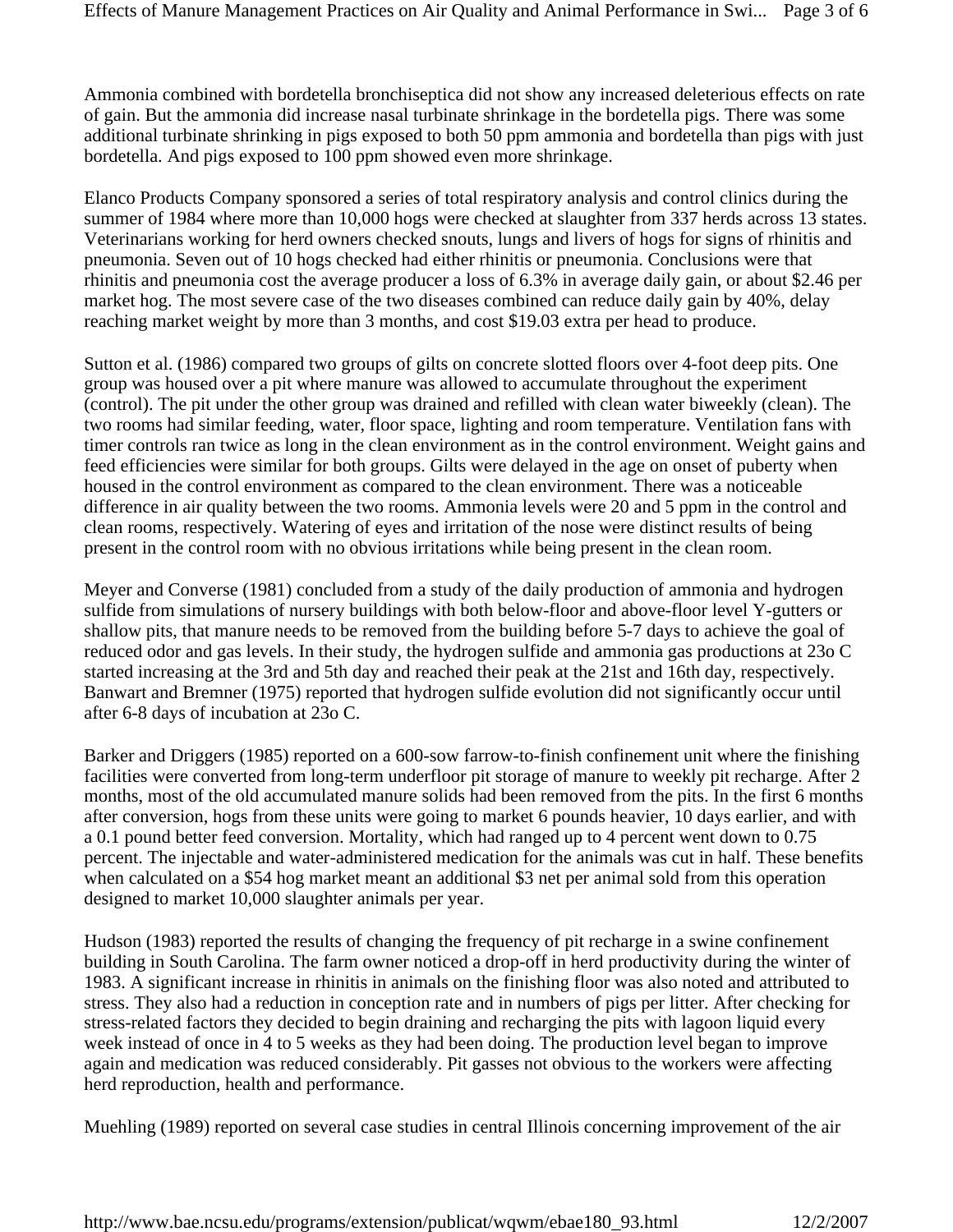Ammonia combined with bordetella bronchiseptica did not show any increased deleterious effects on rate of gain. But the ammonia did increase nasal turbinate shrinkage in the bordetella pigs. There was some additional turbinate shrinking in pigs exposed to both 50 ppm ammonia and bordetella than pigs with just bordetella. And pigs exposed to 100 ppm showed even more shrinkage.

Elanco Products Company sponsored a series of total respiratory analysis and control clinics during the summer of 1984 where more than 10,000 hogs were checked at slaughter from 337 herds across 13 states. Veterinarians working for herd owners checked snouts, lungs and livers of hogs for signs of rhinitis and pneumonia. Seven out of 10 hogs checked had either rhinitis or pneumonia. Conclusions were that rhinitis and pneumonia cost the average producer a loss of 6.3% in average daily gain, or about $2.46 per market hog. The most severe case of the two diseases combined can reduce daily gain by 40%, delay reaching market weight by more than 3 months, and cost $19.03 extra per head to produce.

Sutton et al. (1986) compared two groups of gilts on concrete slotted floors over 4-foot deep pits. One group was housed over a pit where manure was allowed to accumulate throughout the experiment (control). The pit under the other group was drained and refilled with clean water biweekly (clean). The two rooms had similar feeding, water, floor space, lighting and room temperature. Ventilation fans with timer controls ran twice as long in the clean environment as in the control environment. Weight gains and feed efficiencies were similar for both groups. Gilts were delayed in the age on onset of puberty when housed in the control environment as compared to the clean environment. There was a noticeable difference in air quality between the two rooms. Ammonia levels were 20 and 5 ppm in the control and clean rooms, respectively. Watering of eyes and irritation of the nose were distinct results of being present in the control room with no obvious irritations while being present in the clean room.

Meyer and Converse (1981) concluded from a study of the daily production of ammonia and hydrogen sulfide from simulations of nursery buildings with both below-floor and above-floor level Y-gutters or shallow pits, that manure needs to be removed from the building before 5-7 days to achieve the goal of reduced odor and gas levels. In their study, the hydrogen sulfide and ammonia gas productions at 23o C started increasing at the 3rd and 5th day and reached their peak at the 21st and 16th day, respectively. Banwart and Bremner (1975) reported that hydrogen sulfide evolution did not significantly occur until after 6-8 days of incubation at 23o C.

Barker and Driggers (1985) reported on a 600-sow farrow-to-finish confinement unit where the finishing facilities were converted from long-term underfloor pit storage of manure to weekly pit recharge. After 2 months, most of the old accumulated manure solids had been removed from the pits. In the first 6 months after conversion, hogs from these units were going to market 6 pounds heavier, 10 days earlier, and with a 0.1 pound better feed conversion. Mortality, which had ranged up to 4 percent went down to 0.75 percent. The injectable and water-administered medication for the animals was cut in half. These benefits when calculated on a $54 hog market meant an additional $3 net per animal sold from this operation designed to market 10,000 slaughter animals per year.

Hudson (1983) reported the results of changing the frequency of pit recharge in a swine confinement building in South Carolina. The farm owner noticed a drop-off in herd productivity during the winter of 1983. A significant increase in rhinitis in animals on the finishing floor was also noted and attributed to stress. They also had a reduction in conception rate and in numbers of pigs per litter. After checking for stress-related factors they decided to begin draining and recharging the pits with lagoon liquid every week instead of once in 4 to 5 weeks as they had been doing. The production level began to improve again and medication was reduced considerably. Pit gasses not obvious to the workers were affecting herd reproduction, health and performance.

Muehling (1989) reported on several case studies in central Illinois concerning improvement of the air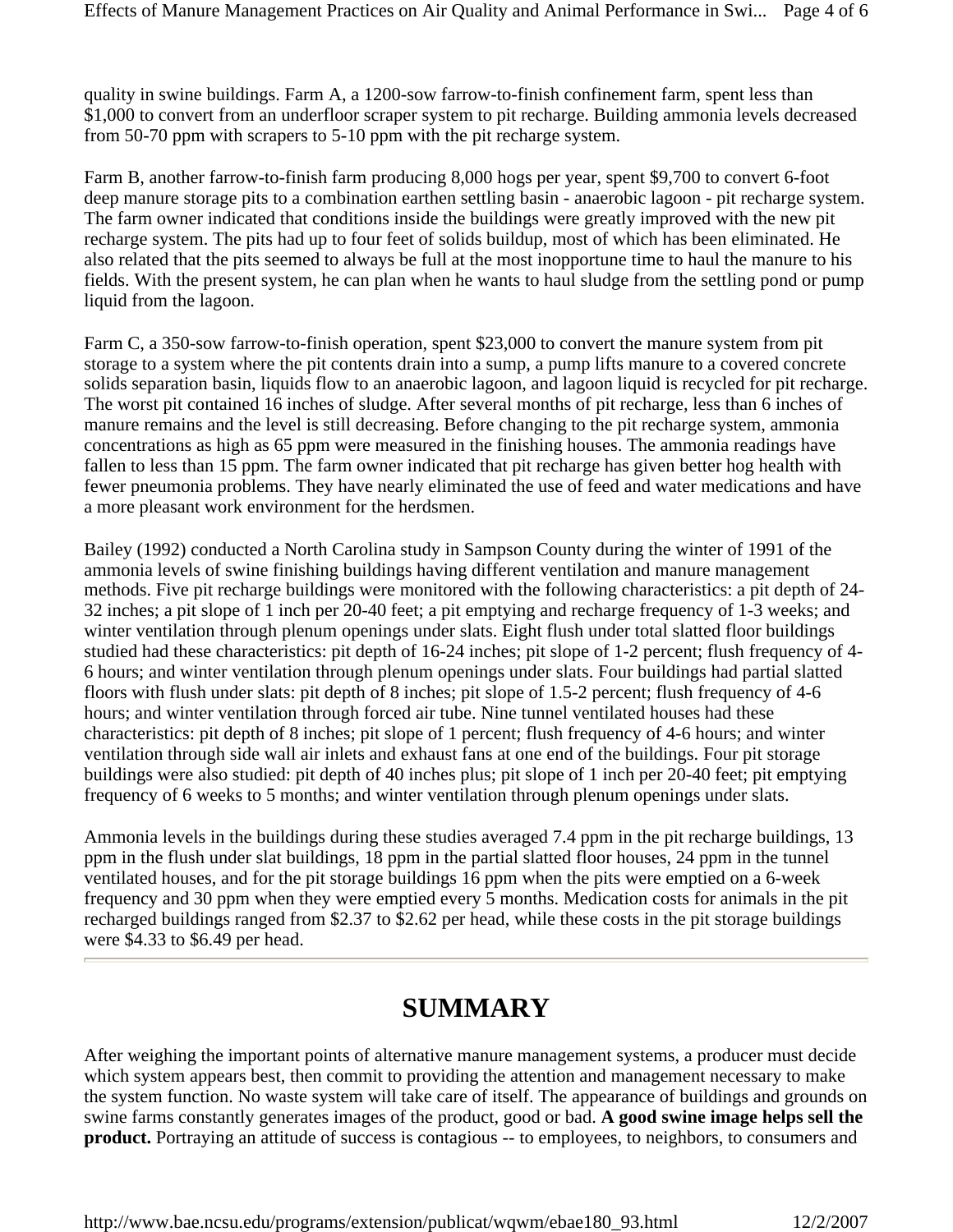quality in swine buildings. Farm A, a 1200-sow farrow-to-finish confinement farm, spent less than $1,000 to convert from an underfloor scraper system to pit recharge. Building ammonia levels decreased from 50-70 ppm with scrapers to 5-10 ppm with the pit recharge system.

Farm B, another farrow-to-finish farm producing 8,000 hogs per year, spent $9,700 to convert 6-foot deep manure storage pits to a combination earthen settling basin - anaerobic lagoon - pit recharge system. The farm owner indicated that conditions inside the buildings were greatly improved with the new pit recharge system. The pits had up to four feet of solids buildup, most of which has been eliminated. He also related that the pits seemed to always be full at the most inopportune time to haul the manure to his fields. With the present system, he can plan when he wants to haul sludge from the settling pond or pump liquid from the lagoon.

Farm C, a 350-sow farrow-to-finish operation, spent $23,000 to convert the manure system from pit storage to a system where the pit contents drain into a sump, a pump lifts manure to a covered concrete solids separation basin, liquids flow to an anaerobic lagoon, and lagoon liquid is recycled for pit recharge. The worst pit contained 16 inches of sludge. After several months of pit recharge, less than 6 inches of manure remains and the level is still decreasing. Before changing to the pit recharge system, ammonia concentrations as high as 65 ppm were measured in the finishing houses. The ammonia readings have fallen to less than 15 ppm. The farm owner indicated that pit recharge has given better hog health with fewer pneumonia problems. They have nearly eliminated the use of feed and water medications and have a more pleasant work environment for the herdsmen.

Bailey (1992) conducted a North Carolina study in Sampson County during the winter of 1991 of the ammonia levels of swine finishing buildings having different ventilation and manure management methods. Five pit recharge buildings were monitored with the following characteristics: a pit depth of 24-32 inches; a pit slope of 1 inch per 20-40 feet; a pit emptying and recharge frequency of 1-3 weeks; and winter ventilation through plenum openings under slats. Eight flush under total slatted floor buildings studied had these characteristics: pit depth of 16-24 inches; pit slope of 1-2 percent; flush frequency of 4-6 hours; and winter ventilation through plenum openings under slats. Four buildings had partial slatted floors with flush under slats: pit depth of 8 inches; pit slope of 1.5-2 percent; flush frequency of 4-6 hours; and winter ventilation through forced air tube. Nine tunnel ventilated houses had these characteristics: pit depth of 8 inches; pit slope of 1 percent; flush frequency of 4-6 hours; and winter ventilation through side wall air inlets and exhaust fans at one end of the buildings. Four pit storage buildings were also studied: pit depth of 40 inches plus; pit slope of 1 inch per 20-40 feet; pit emptying frequency of 6 weeks to 5 months; and winter ventilation through plenum openings under slats.

Ammonia levels in the buildings during these studies averaged 7.4 ppm in the pit recharge buildings, 13 ppm in the flush under slat buildings, 18 ppm in the partial slatted floor houses, 24 ppm in the tunnel ventilated houses, and for the pit storage buildings 16 ppm when the pits were emptied on a 6-week frequency and 30 ppm when they were emptied every 5 months. Medication costs for animals in the pit recharged buildings ranged from $2.37 to $2.62 per head, while these costs in the pit storage buildings were $4.33 to $6.49 per head.

---

# SUMMARY

After weighing the important points of alternative manure management systems, a producer must decide which system appears best, then commit to providing the attention and management necessary to make the system function. No waste system will take care of itself. The appearance of buildings and grounds on swine farms constantly generates images of the product, good or bad. **A good swine image helps sell the product.** Portraying an attitude of success is contagious -- to employees, to neighbors, to consumers and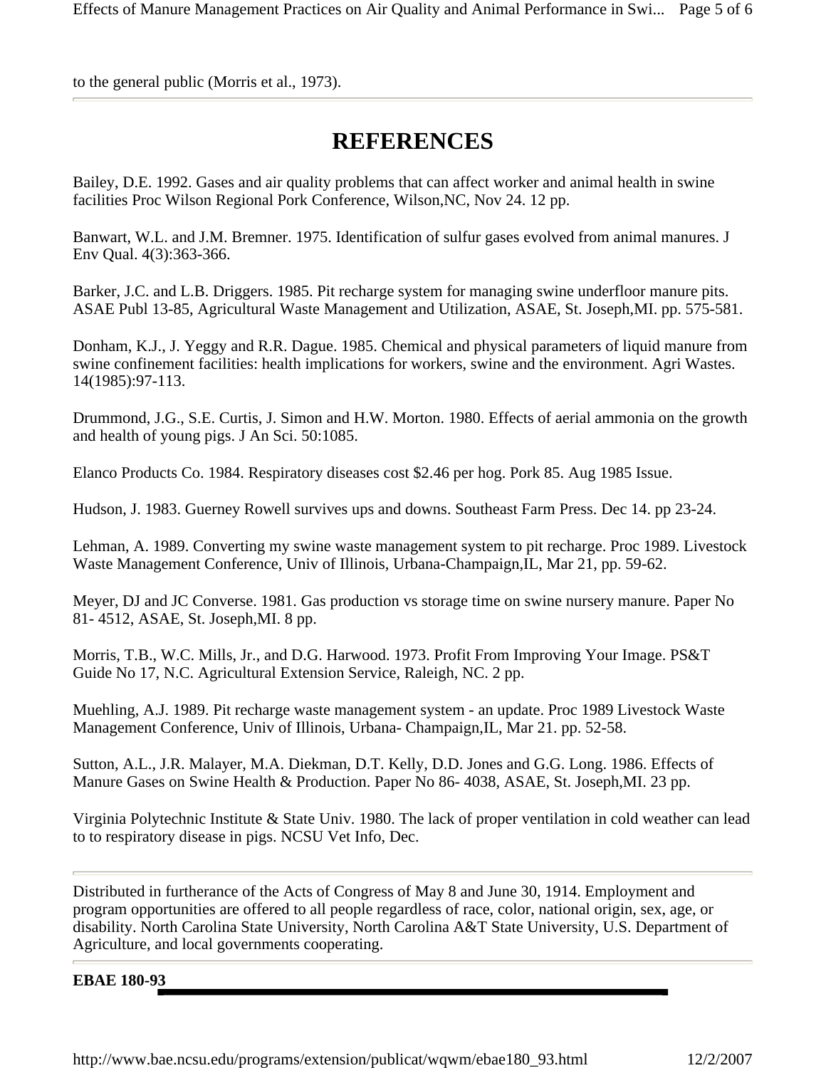to the general public (Morris et al., 1973).

# REFERENCES

Bailey, D.E. 1992. Gases and air quality problems that can affect worker and animal health in swine facilities Proc Wilson Regional Pork Conference, Wilson,NC, Nov 24. 12 pp.

Banwart, W.L. and J.M. Bremner. 1975. Identification of sulfur gases evolved from animal manures. J Env Qual. 4(3):363-366.

Barker, J.C. and L.B. Driggers. 1985. Pit recharge system for managing swine underfloor manure pits. ASAE Publ 13-85, Agricultural Waste Management and Utilization, ASAE, St. Joseph,MI. pp. 575-581.

Donham, K.J., J. Yeggy and R.R. Dague. 1985. Chemical and physical parameters of liquid manure from swine confinement facilities: health implications for workers, swine and the environment. Agri Wastes. 14(1985):97-113.

Drummond, J.G., S.E. Curtis, J. Simon and H.W. Morton. 1980. Effects of aerial ammonia on the growth and health of young pigs. J An Sci. 50:1085.

Elanco Products Co. 1984. Respiratory diseases cost $2.46 per hog. Pork 85. Aug 1985 Issue.

Hudson, J. 1983. Guerney Rowell survives ups and downs. Southeast Farm Press. Dec 14. pp 23-24.

Lehman, A. 1989. Converting my swine waste management system to pit recharge. Proc 1989. Livestock Waste Management Conference, Univ of Illinois, Urbana-Champaign,IL, Mar 21, pp. 59-62.

Meyer, DJ and JC Converse. 1981. Gas production vs storage time on swine nursery manure. Paper No 81- 4512, ASAE, St. Joseph,MI. 8 pp.

Morris, T.B., W.C. Mills, Jr., and D.G. Harwood. 1973. Profit From Improving Your Image. PS&T Guide No 17, N.C. Agricultural Extension Service, Raleigh, NC. 2 pp.

Muehling, A.J. 1989. Pit recharge waste management system - an update. Proc 1989 Livestock Waste Management Conference, Univ of Illinois, Urbana- Champaign,IL, Mar 21. pp. 52-58.

Sutton, A.L., J.R. Malayer, M.A. Diekman, D.T. Kelly, D.D. Jones and G.G. Long. 1986. Effects of Manure Gases on Swine Health & Production. Paper No 86- 4038, ASAE, St. Joseph,MI. 23 pp.

Virginia Polytechnic Institute & State Univ. 1980. The lack of proper ventilation in cold weather can lead to to respiratory disease in pigs. NCSU Vet Info, Dec.

---

Distributed in furtherance of the Acts of Congress of May 8 and June 30, 1914. Employment and program opportunities are offered to all people regardless of race, color, national origin, sex, age, or disability. North Carolina State University, North Carolina A&T State University, U.S. Department of Agriculture, and local governments cooperating.

---

**EBAE 180-93**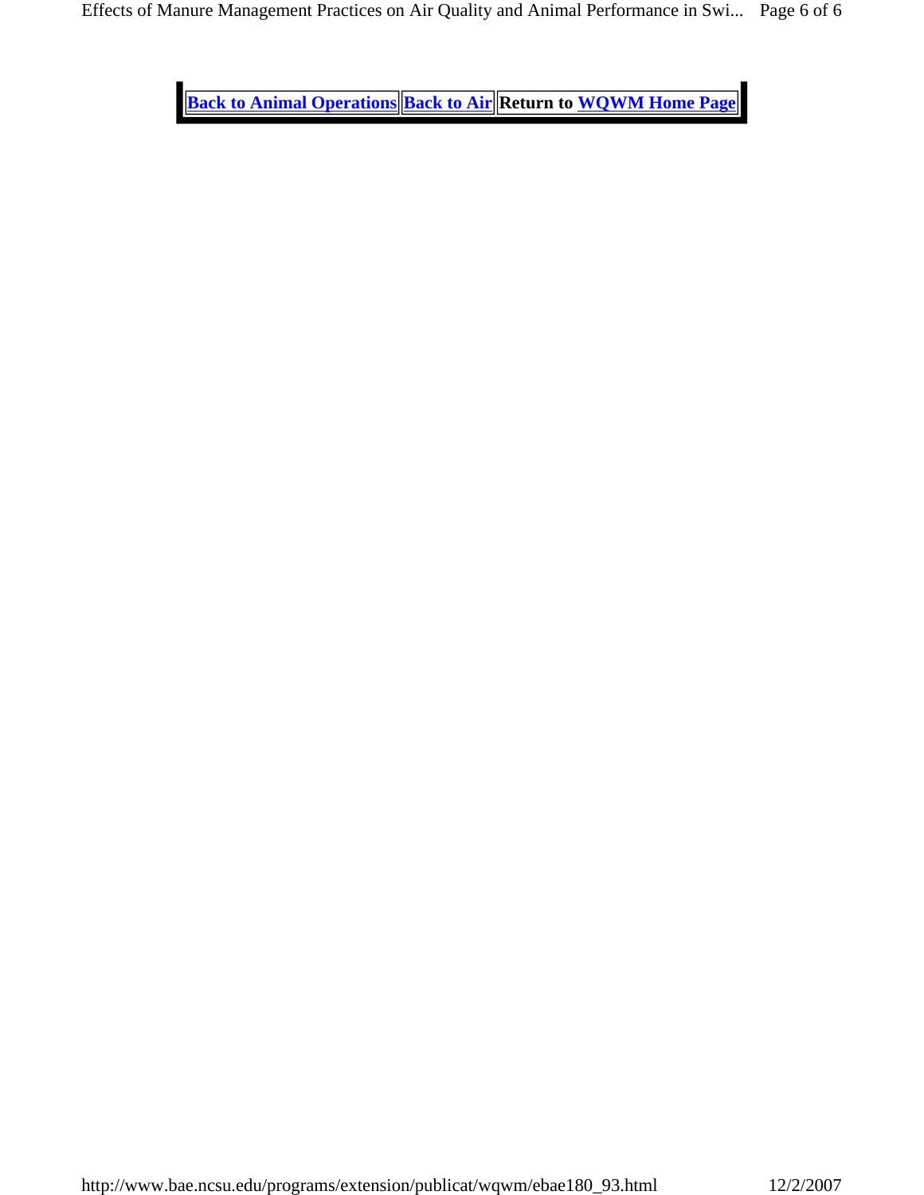| Back to Animal Operations | Back to Air | Return to WQWM Home Page |
|---|---|---|